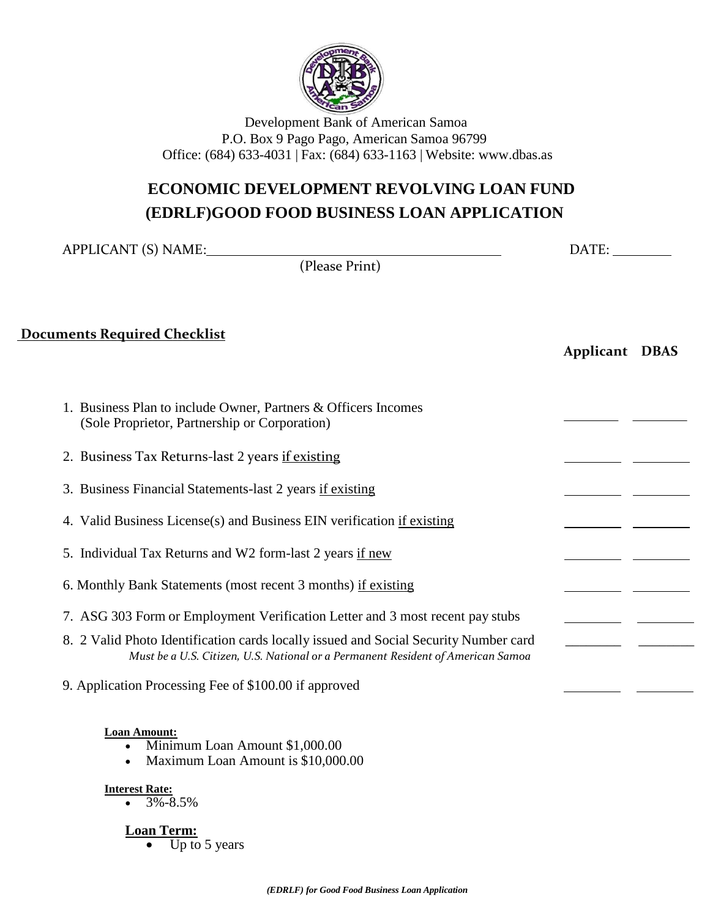Development Bank of American Samoa
P.O. Box 9 Pago Pago, American Samoa 96799
Office: (684) 633-4031 | Fax: (684) 633-1163 | Website: www.dbas.as

# ECONOMIC DEVELOPMENT REVOLVING LOAN FUND (EDRLF)GOOD FOOD BUSINESS LOAN APPLICATION

APPLICANT (S) NAME:_________________________________________ DATE: ________
(Please Print)

## Documents Required Checklist

| | Applicant | DBAS |
|---|---|---|
| 1. Business Plan to include Owner, Partners & Officers Incomes (Sole Proprietor, Partnership or Corporation) | ________ | ________ |
| 2. Business Tax Returns-last 2 years <u>if existing</u> | ________ | ________ |
| 3. Business Financial Statements-last 2 years <u>if existing</u> | ________ | ________ |
| 4. Valid Business License(s) and Business EIN verification <u>if existing</u> | ________ | ________ |
| 5. Individual Tax Returns and W2 form-last 2 years <u>if new</u> | ________ | ________ |
| 6. Monthly Bank Statements (most recent 3 months) <u>if existing</u> | ________ | ________ |
| 7. ASG 303 Form or Employment Verification Letter and 3 most recent pay stubs | ________ | ________ |
| 8. 2 Valid Photo Identification cards locally issued and Social Security Number card *Must be a U.S. Citizen, U.S. National or a Permanent Resident of American Samoa* | ________ | ________ |
| 9. Application Processing Fee of $100.00 if approved | ________ | ________ |

**Loan Amount:**

- Minimum Loan Amount $1,000.00
- Maximum Loan Amount is $10,000.00

**Interest Rate:**

- 3%-8.5%

**Loan Term:**

- Up to 5 years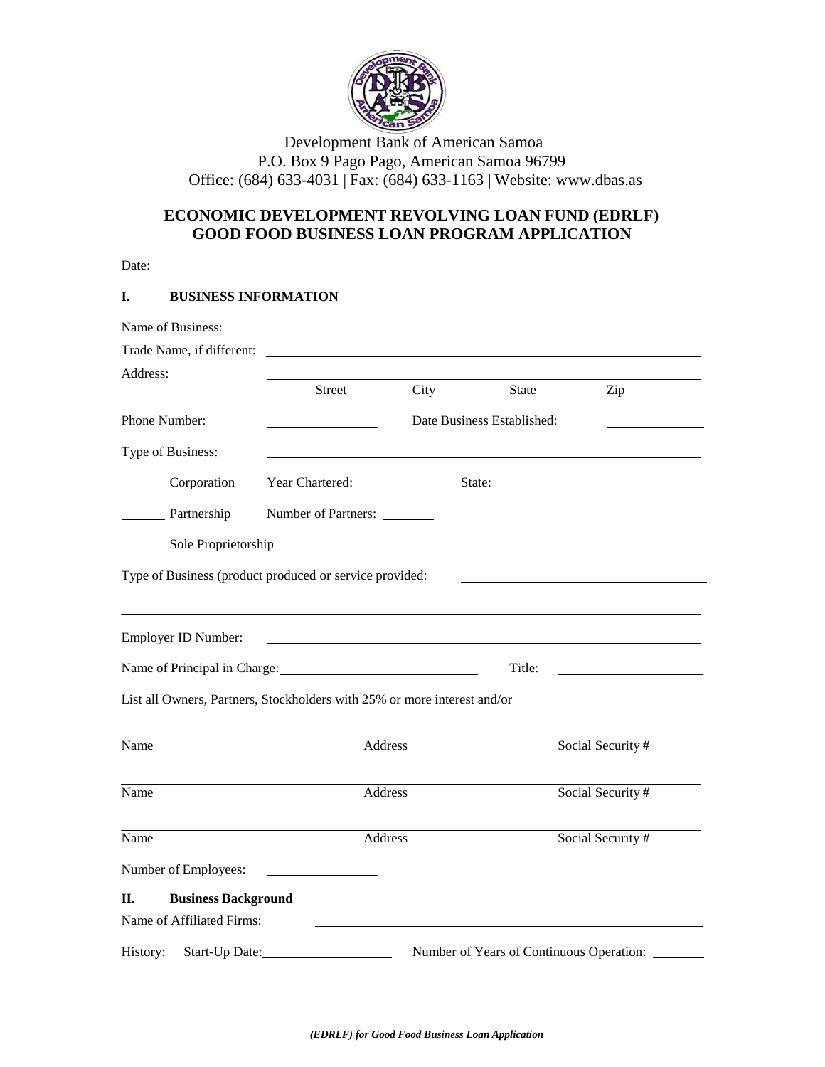Development Bank of American Samoa
P.O. Box 9 Pago Pago, American Samoa 96799
Office: (684) 633-4031 | Fax: (684) 633-1163 | Website: www.dbas.as

## ECONOMIC DEVELOPMENT REVOLVING LOAN FUND (EDRLF)
## GOOD FOOD BUSINESS LOAN PROGRAM APPLICATION

Date: ______________________

### I. BUSINESS INFORMATION

Name of Business: ____________________________________________

Trade Name, if different: ____________________________________________

Address: ____________________________________________
Street City State Zip

Phone Number: ______________ Date Business Established: ______________

Type of Business: ____________________________________________

______ Corporation Year Chartered: __________ State: ______________________

______ Partnership Number of Partners: ________

______ Sole Proprietorship

Type of Business (product produced or service provided: ______________________________

____________________________________________________________

Employer ID Number: ____________________________________________

Name of Principal in Charge: ____________________________ Title: ______________________

List all Owners, Partners, Stockholders with 25% or more interest and/or

| Name | Address | Social Security # |
|---|---|---|
| | | |
| | | |
| | | |

Number of Employees: ______________

### II. Business Background

Name of Affiliated Firms: ____________________________________________

History: Start-Up Date: ____________________ Number of Years of Continuous Operation: ________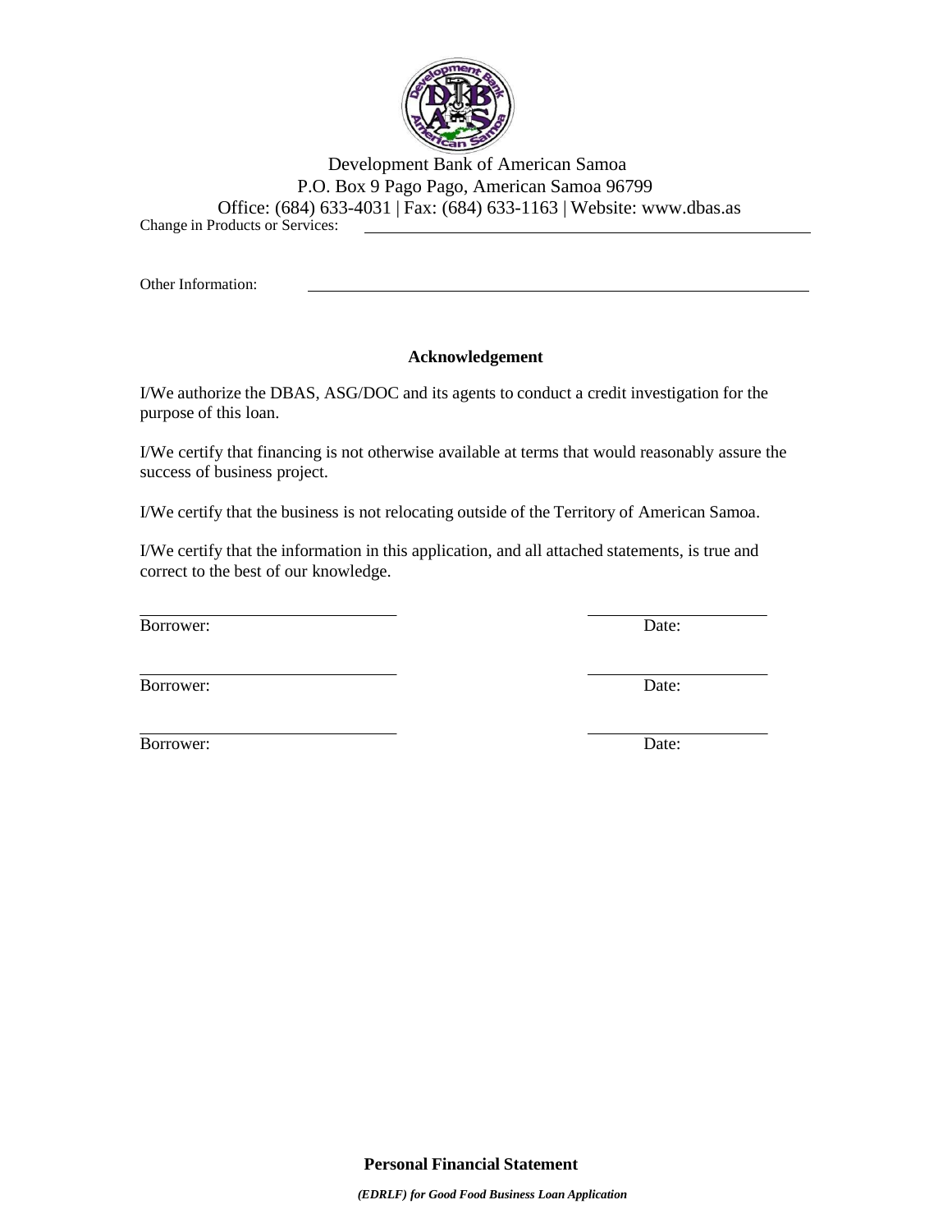Development Bank of American Samoa
P.O. Box 9 Pago Pago, American Samoa 96799
Office: (684) 633-4031 | Fax: (684) 633-1163 | Website: www.dbas.as

Change in Products or Services: ______________________________

Other Information: ______________________________

### Acknowledgement

I/We authorize the DBAS, ASG/DOC and its agents to conduct a credit investigation for the purpose of this loan.

I/We certify that financing is not otherwise available at terms that would reasonably assure the success of business project.

I/We certify that the business is not relocating outside of the Territory of American Samoa.

I/We certify that the information in this application, and all attached statements, is true and correct to the best of our knowledge.

______________________________ ______________________
Borrower: Date:

______________________________ ______________________
Borrower: Date:

______________________________ ______________________
Borrower: Date:

**Personal Financial Statement**

***(EDRLF) for Good Food Business Loan Application***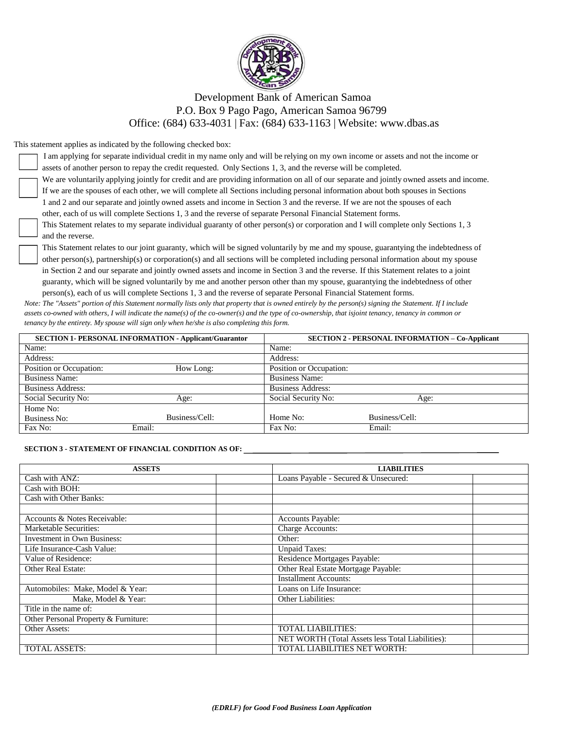Development Bank of American Samoa
P.O. Box 9 Pago Pago, American Samoa 96799
Office: (684) 633-4031 | Fax: (684) 633-1163 | Website: www.dbas.as

This statement applies as indicated by the following checked box:

☐ I am applying for separate individual credit in my name only and will be relying on my own income or assets and not the income or assets of another person to repay the credit requested. Only Sections 1, 3, and the reverse will be completed.

☐ We are voluntarily applying jointly for credit and are providing information on all of our separate and jointly owned assets and income. If we are the spouses of each other, we will complete all Sections including personal information about both spouses in Sections 1 and 2 and our separate and jointly owned assets and income in Section 3 and the reverse. If we are not the spouses of each other, each of us will complete Sections 1, 3 and the reverse of separate Personal Financial Statement forms.

☐ This Statement relates to my separate individual guaranty of other person(s) or corporation and I will complete only Sections 1, 3 and the reverse.

☐ This Statement relates to our joint guaranty, which will be signed voluntarily by me and my spouse, guarantying the indebtedness of other person(s), partnership(s) or corporation(s) and all sections will be completed including personal information about my spouse in Section 2 and our separate and jointly owned assets and income in Section 3 and the reverse. If this Statement relates to a joint guaranty, which will be signed voluntarily by me and another person other than my spouse, guarantying the indebtedness of other person(s), each of us will complete Sections 1, 3 and the reverse of separate Personal Financial Statement forms.

*Note: The "Assets" portion of this Statement normally lists only that property that is owned entirely by the person(s) signing the Statement. If I include assets co-owned with others, I will indicate the name(s) of the co-owner(s) and the type of co-ownership, that isjoint tenancy, tenancy in common or tenancy by the entirety. My spouse will sign only when he/she is also completing this form.*

| **SECTION 1- PERSONAL INFORMATION - Applicant/Guarantor** | **SECTION 2 - PERSONAL INFORMATION – Co-Applicant** |
|---|---|
| Name: | Name: |
| Address: | Address: |
| Position or Occupation: How Long: | Position or Occupation: |
| Business Name: | Business Name: |
| Business Address: | Business Address: |
| Social Security No: Age: | Social Security No: Age: |
| Home No: Business No: Business/Cell: | Home No: Business/Cell: |
| Fax No: Email: | Fax No: Email: |

**SECTION 3 - STATEMENT OF FINANCIAL CONDITION AS OF:** ______________________________

| **ASSETS** | | **LIABILITIES** | |
|---|---|---|---|
| Cash with ANZ: | | Loans Payable - Secured & Unsecured: | |
| Cash with BOH: | | | |
| Cash with Other Banks: | | | |
| | | | |
| Accounts & Notes Receivable: | | Accounts Payable: | |
| Marketable Securities: | | Charge Accounts: | |
| Investment in Own Business: | | Other: | |
| Life Insurance-Cash Value: | | Unpaid Taxes: | |
| Value of Residence: | | Residence Mortgages Payable: | |
| Other Real Estate: | | Other Real Estate Mortgage Payable: | |
| | | Installment Accounts: | |
| Automobiles: Make, Model & Year: | | Loans on Life Insurance: | |
| Make, Model & Year: | | Other Liabilities: | |
| Title in the name of: | | | |
| Other Personal Property & Furniture: | | | |
| Other Assets: | | TOTAL LIABILITIES: | |
| | | NET WORTH (Total Assets less Total Liabilities): | |
| TOTAL ASSETS: | | TOTAL LIABILITIES NET WORTH: | |

*(EDRLF) for Good Food Business Loan Application*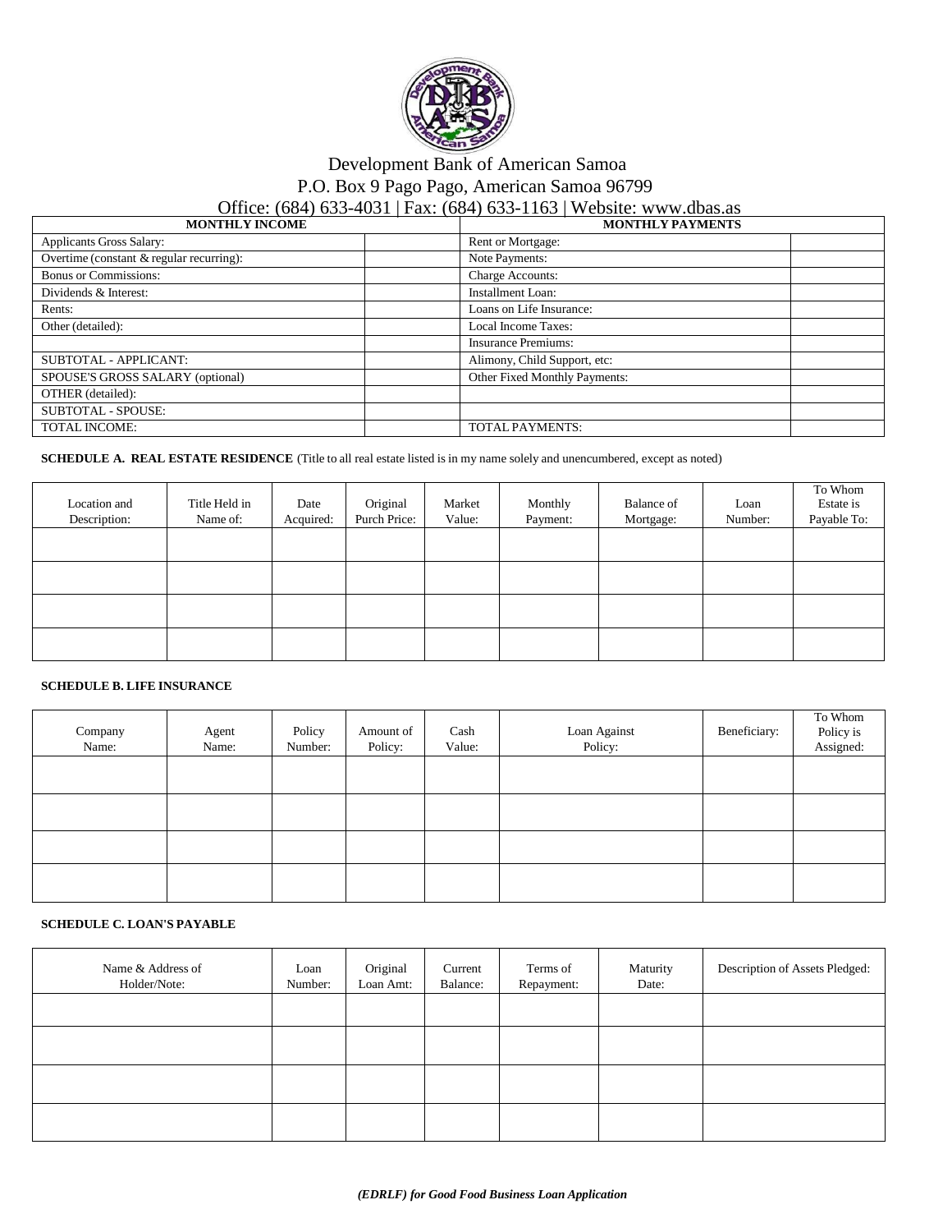Development Bank of American Samoa
P.O. Box 9 Pago Pago, American Samoa 96799
Office: (684) 633-4031 | Fax: (684) 633-1163 | Website: www.dbas.as

| MONTHLY INCOME | | MONTHLY PAYMENTS | |
|---|---|---|---|
| Applicants Gross Salary: | | Rent or Mortgage: | |
| Overtime (constant & regular recurring): | | Note Payments: | |
| Bonus or Commissions: | | Charge Accounts: | |
| Dividends & Interest: | | Installment Loan: | |
| Rents: | | Loans on Life Insurance: | |
| Other (detailed): | | Local Income Taxes: | |
| | | Insurance Premiums: | |
| SUBTOTAL - APPLICANT: | | Alimony, Child Support, etc: | |
| SPOUSE'S GROSS SALARY (optional) | | Other Fixed Monthly Payments: | |
| OTHER (detailed): | | | |
| SUBTOTAL - SPOUSE: | | | |
| TOTAL INCOME: | | TOTAL PAYMENTS: | |

**SCHEDULE A. REAL ESTATE RESIDENCE** (Title to all real estate listed is in my name solely and unencumbered, except as noted)

| Location and Description: | Title Held in Name of: | Date Acquired: | Original Purch Price: | Market Value: | Monthly Payment: | Balance of Mortgage: | Loan Number: | To Whom Estate is Payable To: |
|---|---|---|---|---|---|---|---|---|
| | | | | | | | | |
| | | | | | | | | |
| | | | | | | | | |
| | | | | | | | | |

**SCHEDULE B. LIFE INSURANCE**

| Company Name: | Agent Name: | Policy Number: | Amount of Policy: | Cash Value: | Loan Against Policy: | Beneficiary: | To Whom Policy is Assigned: |
|---|---|---|---|---|---|---|---|
| | | | | | | | |
| | | | | | | | |
| | | | | | | | |
| | | | | | | | |

**SCHEDULE C. LOAN'S PAYABLE**

| Name & Address of Holder/Note: | Loan Number: | Original Loan Amt: | Current Balance: | Terms of Repayment: | Maturity Date: | Description of Assets Pledged: |
|---|---|---|---|---|---|---|
| | | | | | | |
| | | | | | | |
| | | | | | | |
| | | | | | | |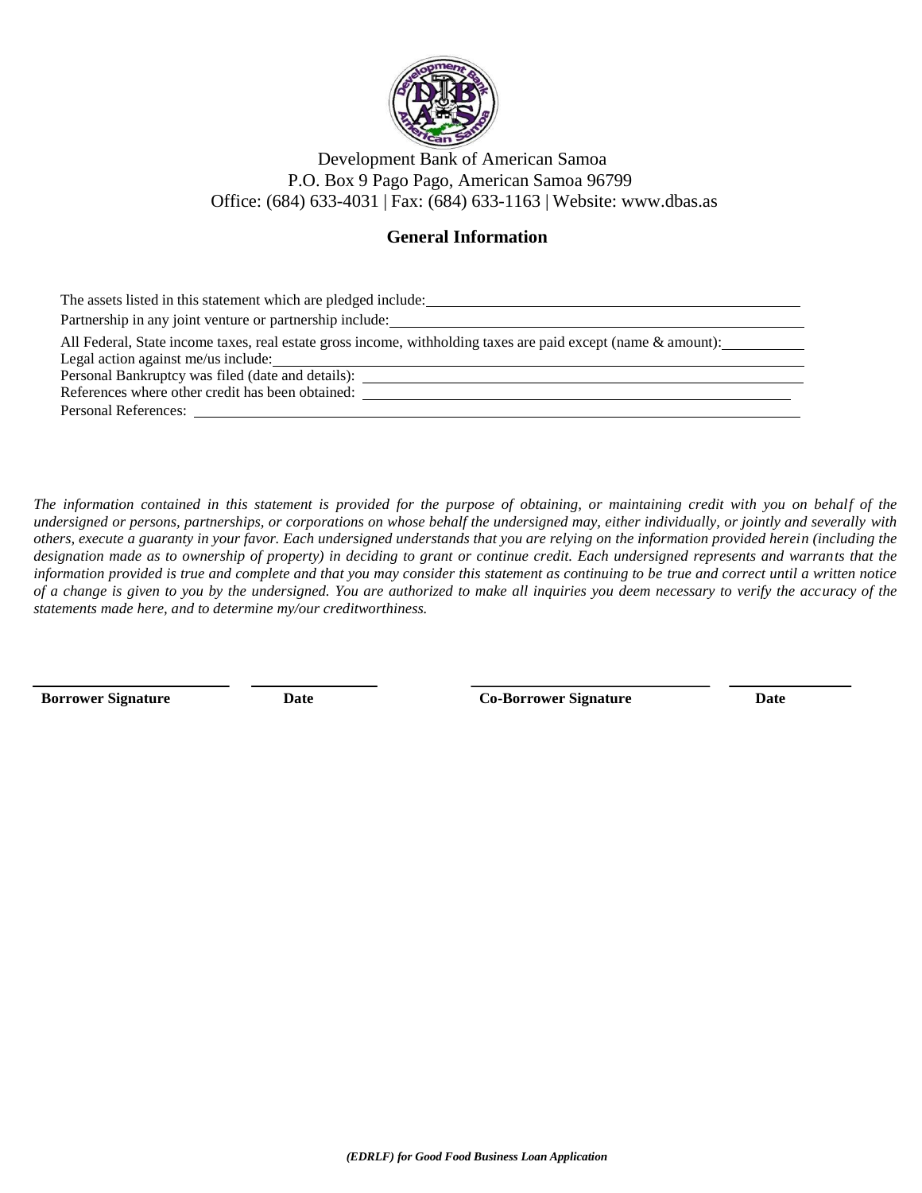Development Bank of American Samoa
P.O. Box 9 Pago Pago, American Samoa 96799
Office: (684) 633-4031 | Fax: (684) 633-1163 | Website: www.dbas.as

## General Information

The assets listed in this statement which are pledged include: ______________________________

Partnership in any joint venture or partnership include: ______________________________

All Federal, State income taxes, real estate gross income, withholding taxes are paid except (name & amount): __________

Legal action against me/us include: ______________________________

Personal Bankruptcy was filed (date and details): ______________________________

References where other credit has been obtained: ______________________________

Personal References: ______________________________

*The information contained in this statement is provided for the purpose of obtaining, or maintaining credit with you on behalf of the undersigned or persons, partnerships, or corporations on whose behalf the undersigned may, either individually, or jointly and severally with others, execute a guaranty in your favor. Each undersigned understands that you are relying on the information provided herein (including the designation made as to ownership of property) in deciding to grant or continue credit. Each undersigned represents and warrants that the information provided is true and complete and that you may consider this statement as continuing to be true and correct until a written notice of a change is given to you by the undersigned. You are authorized to make all inquiries you deem necessary to verify the accuracy of the statements made here, and to determine my/our creditworthiness.*

| | | | |
|---|---|---|---|
| ______________________ | ______________ | ______________________ | ______________ |
| **Borrower Signature** | **Date** | **Co-Borrower Signature** | **Date** |